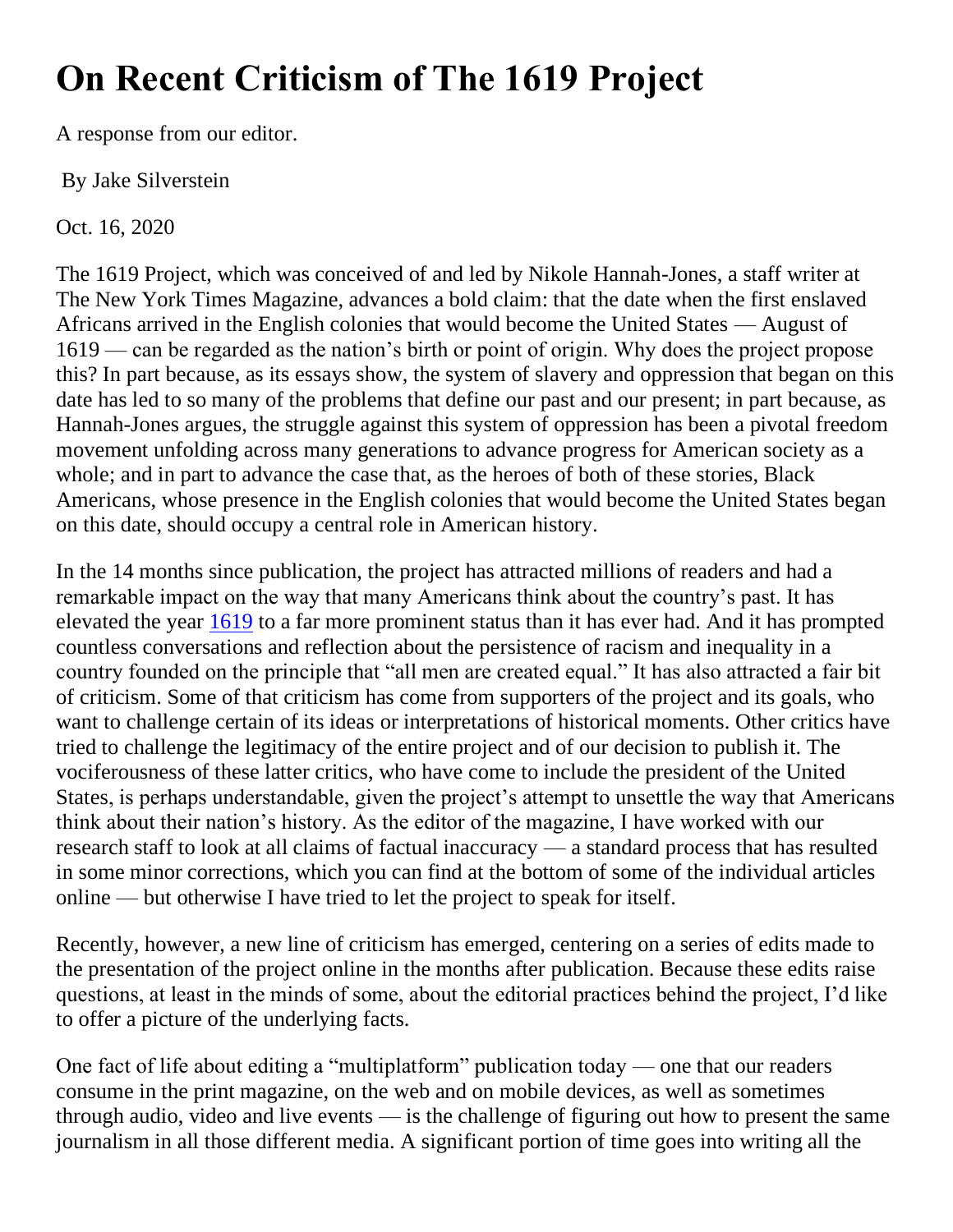# On Recent Criticism of The 1619 Project

A response from our editor.

By Jake Silverstein

Oct. 16, 2020

The 1619 Project, which was conceived of and led by Nikole Hannah-Jones, a staff writer at The New York Times Magazine, advances a bold claim: that the date when the first enslaved Africans arrived in the English colonies that would become the United States — August of 1619 — can be regarded as the nation's birth or point of origin. Why does the project propose this? In part because, as its essays show, the system of slavery and oppression that began on this date has led to so many of the problems that define our past and our present; in part because, as Hannah-Jones argues, the struggle against this system of oppression has been a pivotal freedom movement unfolding across many generations to advance progress for American society as a whole; and in part to advance the case that, as the heroes of both of these stories, Black Americans, whose presence in the English colonies that would become the United States began on this date, should occupy a central role in American history.

In the 14 months since publication, the project has attracted millions of readers and had a remarkable impact on the way that many Americans think about the country's past. It has elevated the year 1619 to a far more prominent status than it has ever had. And it has prompted countless conversations and reflection about the persistence of racism and inequality in a country founded on the principle that "all men are created equal." It has also attracted a fair bit of criticism. Some of that criticism has come from supporters of the project and its goals, who want to challenge certain of its ideas or interpretations of historical moments. Other critics have tried to challenge the legitimacy of the entire project and of our decision to publish it. The vociferousness of these latter critics, who have come to include the president of the United States, is perhaps understandable, given the project's attempt to unsettle the way that Americans think about their nation's history. As the editor of the magazine, I have worked with our research staff to look at all claims of factual inaccuracy — a standard process that has resulted in some minor corrections, which you can find at the bottom of some of the individual articles online — but otherwise I have tried to let the project to speak for itself.

Recently, however, a new line of criticism has emerged, centering on a series of edits made to the presentation of the project online in the months after publication. Because these edits raise questions, at least in the minds of some, about the editorial practices behind the project, I'd like to offer a picture of the underlying facts.

One fact of life about editing a "multiplatform" publication today — one that our readers consume in the print magazine, on the web and on mobile devices, as well as sometimes through audio, video and live events — is the challenge of figuring out how to present the same journalism in all those different media. A significant portion of time goes into writing all the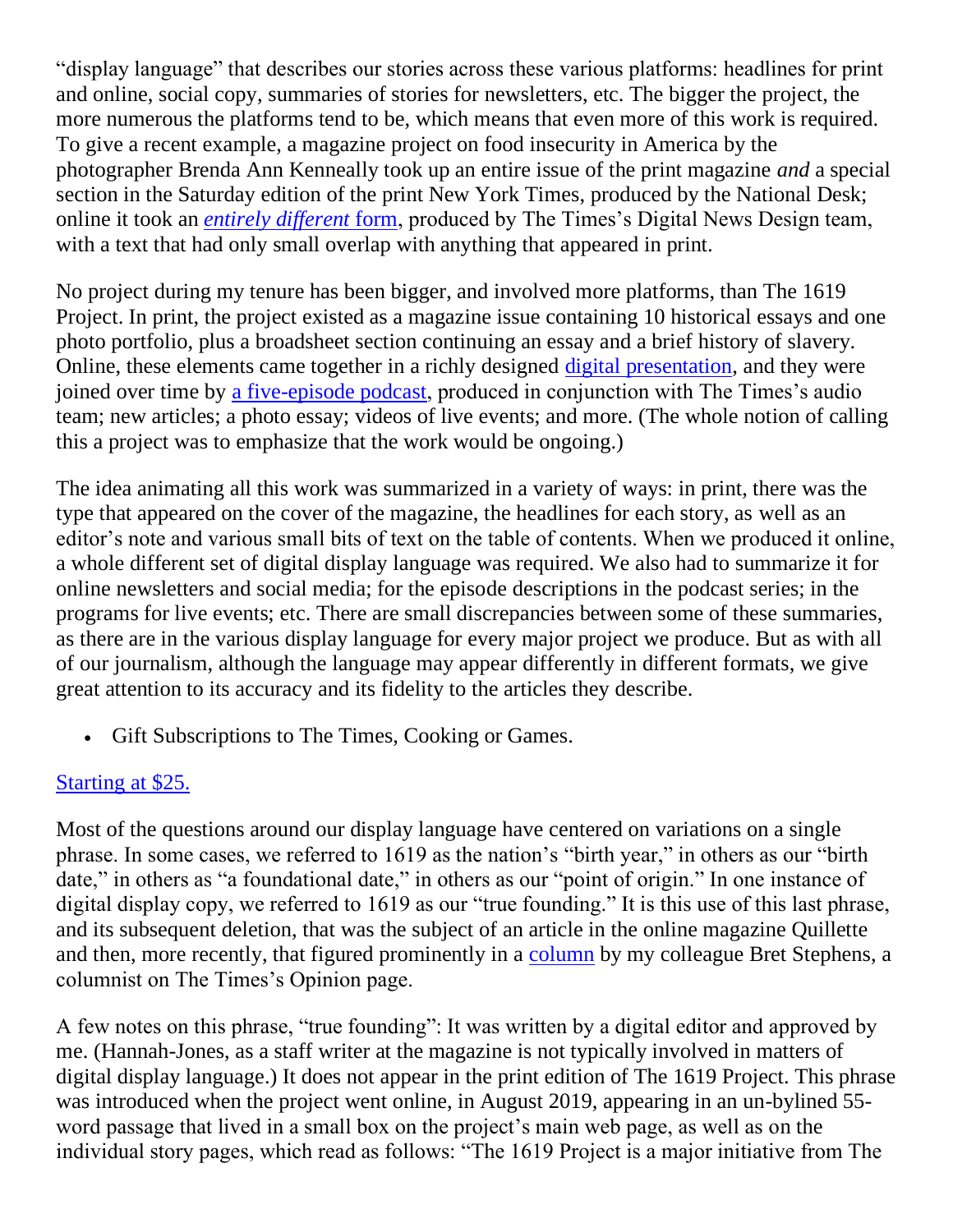"display language" that describes our stories across these various platforms: headlines for print and online, social copy, summaries of stories for newsletters, etc. The bigger the project, the more numerous the platforms tend to be, which means that even more of this work is required. To give a recent example, a magazine project on food insecurity in America by the photographer Brenda Ann Kenneally took up an entire issue of the print magazine *and* a special section in the Saturday edition of the print New York Times, produced by the National Desk; online it took an *entirely different* form, produced by The Times's Digital News Design team, with a text that had only small overlap with anything that appeared in print.

No project during my tenure has been bigger, and involved more platforms, than The 1619 Project. In print, the project existed as a magazine issue containing 10 historical essays and one photo portfolio, plus a broadsheet section continuing an essay and a brief history of slavery. Online, these elements came together in a richly designed digital presentation, and they were joined over time by a five-episode podcast, produced in conjunction with The Times's audio team; new articles; a photo essay; videos of live events; and more. (The whole notion of calling this a project was to emphasize that the work would be ongoing.)

The idea animating all this work was summarized in a variety of ways: in print, there was the type that appeared on the cover of the magazine, the headlines for each story, as well as an editor's note and various small bits of text on the table of contents. When we produced it online, a whole different set of digital display language was required. We also had to summarize it for online newsletters and social media; for the episode descriptions in the podcast series; in the programs for live events; etc. There are small discrepancies between some of these summaries, as there are in the various display language for every major project we produce. But as with all of our journalism, although the language may appear differently in different formats, we give great attention to its accuracy and its fidelity to the articles they describe.

- Gift Subscriptions to The Times, Cooking or Games.

Starting at $25.

Most of the questions around our display language have centered on variations on a single phrase. In some cases, we referred to 1619 as the nation's "birth year," in others as our "birth date," in others as "a foundational date," in others as our "point of origin." In one instance of digital display copy, we referred to 1619 as our "true founding." It is this use of this last phrase, and its subsequent deletion, that was the subject of an article in the online magazine Quillette and then, more recently, that figured prominently in a column by my colleague Bret Stephens, a columnist on The Times's Opinion page.

A few notes on this phrase, "true founding": It was written by a digital editor and approved by me. (Hannah-Jones, as a staff writer at the magazine is not typically involved in matters of digital display language.) It does not appear in the print edition of The 1619 Project. This phrase was introduced when the project went online, in August 2019, appearing in an un-bylined 55-word passage that lived in a small box on the project's main web page, as well as on the individual story pages, which read as follows: "The 1619 Project is a major initiative from The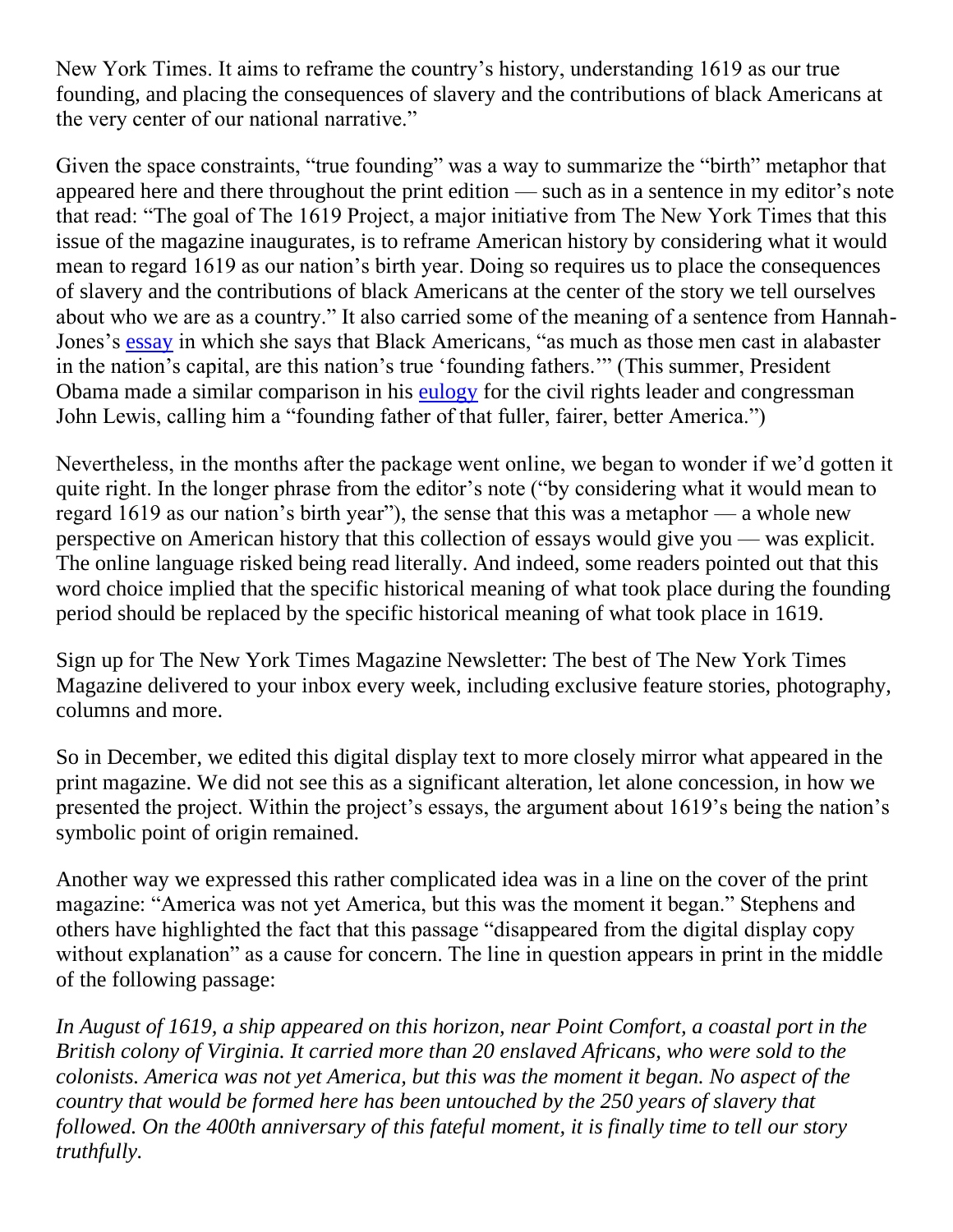New York Times. It aims to reframe the country's history, understanding 1619 as our true founding, and placing the consequences of slavery and the contributions of black Americans at the very center of our national narrative."

Given the space constraints, "true founding" was a way to summarize the "birth" metaphor that appeared here and there throughout the print edition — such as in a sentence in my editor's note that read: "The goal of The 1619 Project, a major initiative from The New York Times that this issue of the magazine inaugurates, is to reframe American history by considering what it would mean to regard 1619 as our nation's birth year. Doing so requires us to place the consequences of slavery and the contributions of black Americans at the center of the story we tell ourselves about who we are as a country." It also carried some of the meaning of a sentence from Hannah-Jones's essay in which she says that Black Americans, "as much as those men cast in alabaster in the nation's capital, are this nation's true 'founding fathers.'" (This summer, President Obama made a similar comparison in his eulogy for the civil rights leader and congressman John Lewis, calling him a "founding father of that fuller, fairer, better America.")

Nevertheless, in the months after the package went online, we began to wonder if we'd gotten it quite right. In the longer phrase from the editor's note ("by considering what it would mean to regard 1619 as our nation's birth year"), the sense that this was a metaphor — a whole new perspective on American history that this collection of essays would give you — was explicit. The online language risked being read literally. And indeed, some readers pointed out that this word choice implied that the specific historical meaning of what took place during the founding period should be replaced by the specific historical meaning of what took place in 1619.

Sign up for The New York Times Magazine Newsletter: The best of The New York Times Magazine delivered to your inbox every week, including exclusive feature stories, photography, columns and more.

So in December, we edited this digital display text to more closely mirror what appeared in the print magazine. We did not see this as a significant alteration, let alone concession, in how we presented the project. Within the project's essays, the argument about 1619's being the nation's symbolic point of origin remained.

Another way we expressed this rather complicated idea was in a line on the cover of the print magazine: "America was not yet America, but this was the moment it began." Stephens and others have highlighted the fact that this passage "disappeared from the digital display copy without explanation" as a cause for concern. The line in question appears in print in the middle of the following passage:

*In August of 1619, a ship appeared on this horizon, near Point Comfort, a coastal port in the British colony of Virginia. It carried more than 20 enslaved Africans, who were sold to the colonists. America was not yet America, but this was the moment it began. No aspect of the country that would be formed here has been untouched by the 250 years of slavery that followed. On the 400th anniversary of this fateful moment, it is finally time to tell our story truthfully.*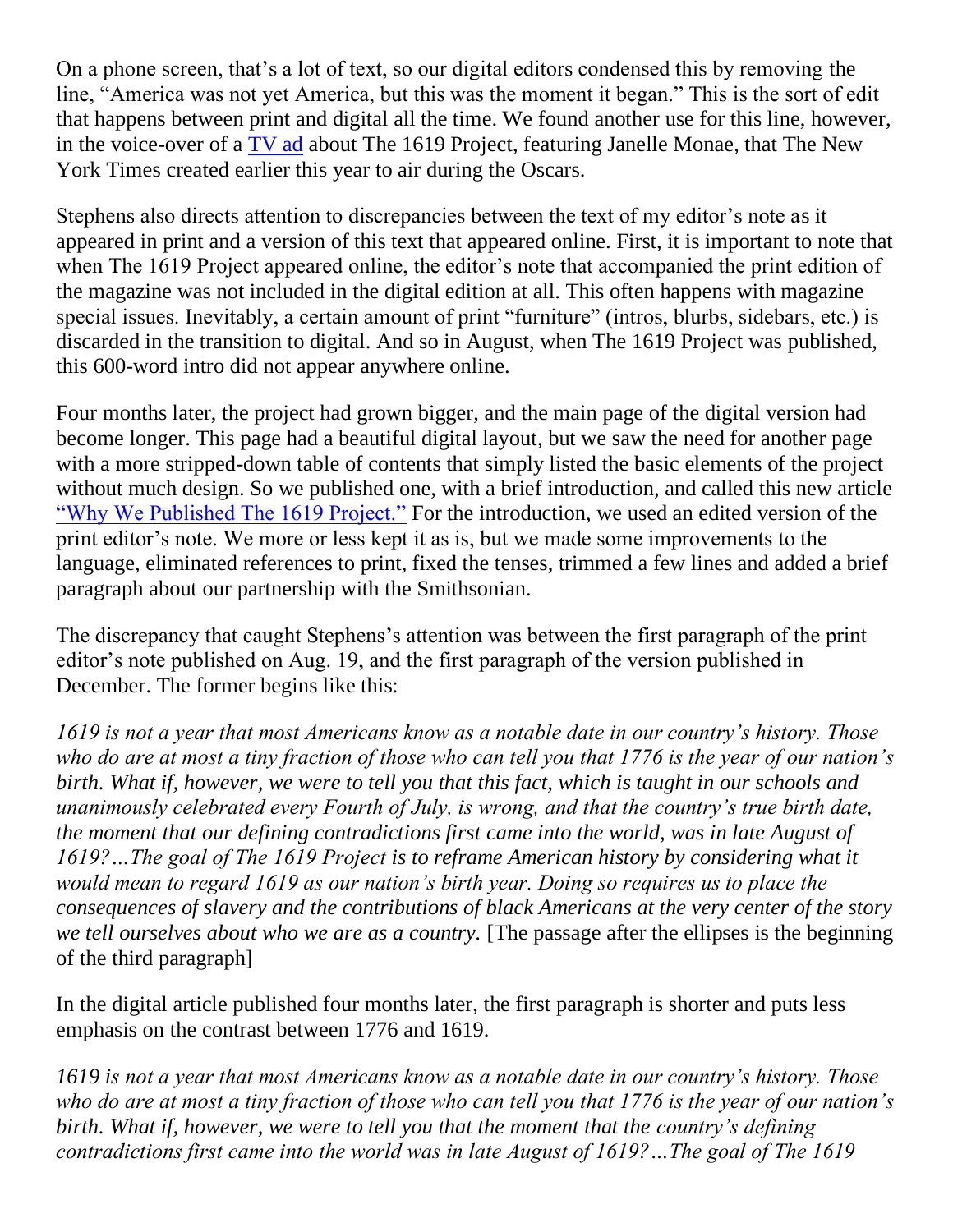On a phone screen, that's a lot of text, so our digital editors condensed this by removing the line, "America was not yet America, but this was the moment it began." This is the sort of edit that happens between print and digital all the time. We found another use for this line, however, in the voice-over of a [TV ad](#) about The 1619 Project, featuring Janelle Monae, that The New York Times created earlier this year to air during the Oscars.

Stephens also directs attention to discrepancies between the text of my editor's note as it appeared in print and a version of this text that appeared online. First, it is important to note that when The 1619 Project appeared online, the editor's note that accompanied the print edition of the magazine was not included in the digital edition at all. This often happens with magazine special issues. Inevitably, a certain amount of print "furniture" (intros, blurbs, sidebars, etc.) is discarded in the transition to digital. And so in August, when The 1619 Project was published, this 600-word intro did not appear anywhere online.

Four months later, the project had grown bigger, and the main page of the digital version had become longer. This page had a beautiful digital layout, but we saw the need for another page with a more stripped-down table of contents that simply listed the basic elements of the project without much design. So we published one, with a brief introduction, and called this new article ["Why We Published The 1619 Project."](#) For the introduction, we used an edited version of the print editor's note. We more or less kept it as is, but we made some improvements to the language, eliminated references to print, fixed the tenses, trimmed a few lines and added a brief paragraph about our partnership with the Smithsonian.

The discrepancy that caught Stephens's attention was between the first paragraph of the print editor's note published on Aug. 19, and the first paragraph of the version published in December. The former begins like this:

*1619 is not a year that most Americans know as a notable date in our country's history. Those who do are at most a tiny fraction of those who can tell you that 1776 is the year of our nation's birth. What if, however, we were to tell you that this fact, which is taught in our schools and unanimously celebrated every Fourth of July, is wrong, and that the country's true birth date, the moment that our defining contradictions first came into the world, was in late August of 1619?…The goal of The 1619 Project is to reframe American history by considering what it would mean to regard 1619 as our nation's birth year. Doing so requires us to place the consequences of slavery and the contributions of black Americans at the very center of the story we tell ourselves about who we are as a country.* [The passage after the ellipses is the beginning of the third paragraph]

In the digital article published four months later, the first paragraph is shorter and puts less emphasis on the contrast between 1776 and 1619.

*1619 is not a year that most Americans know as a notable date in our country's history. Those who do are at most a tiny fraction of those who can tell you that 1776 is the year of our nation's birth. What if, however, we were to tell you that the moment that the country's defining contradictions first came into the world was in late August of 1619?…The goal of The 1619*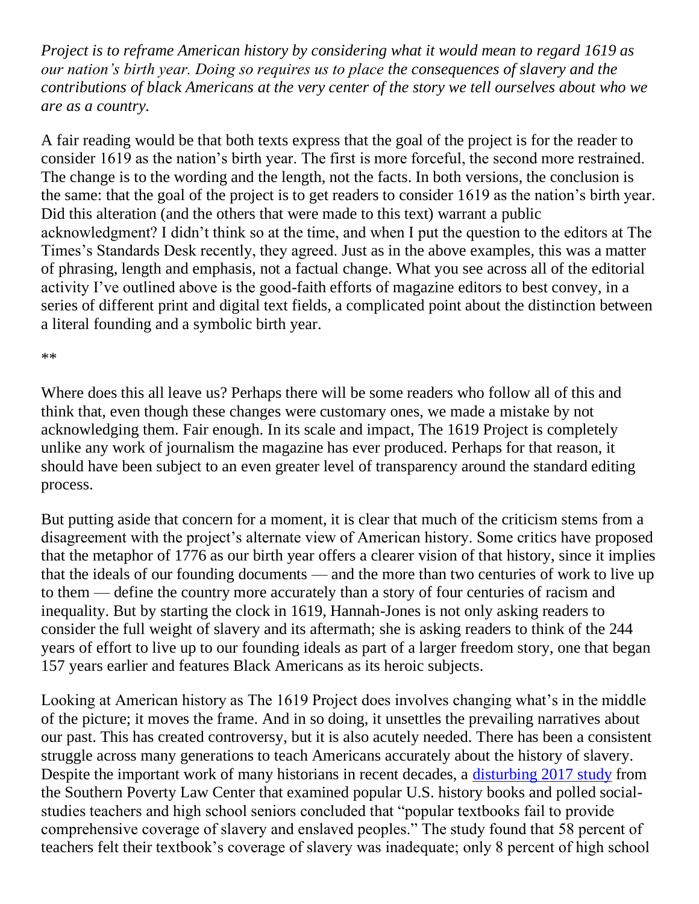*Project is to reframe American history by considering what it would mean to regard 1619 as our nation's birth year. Doing so requires us to place the consequences of slavery and the contributions of black Americans at the very center of the story we tell ourselves about who we are as a country.*

A fair reading would be that both texts express that the goal of the project is for the reader to consider 1619 as the nation's birth year. The first is more forceful, the second more restrained. The change is to the wording and the length, not the facts. In both versions, the conclusion is the same: that the goal of the project is to get readers to consider 1619 as the nation's birth year. Did this alteration (and the others that were made to this text) warrant a public acknowledgment? I didn't think so at the time, and when I put the question to the editors at The Times's Standards Desk recently, they agreed. Just as in the above examples, this was a matter of phrasing, length and emphasis, not a factual change. What you see across all of the editorial activity I've outlined above is the good-faith efforts of magazine editors to best convey, in a series of different print and digital text fields, a complicated point about the distinction between a literal founding and a symbolic birth year.

**

Where does this all leave us? Perhaps there will be some readers who follow all of this and think that, even though these changes were customary ones, we made a mistake by not acknowledging them. Fair enough. In its scale and impact, The 1619 Project is completely unlike any work of journalism the magazine has ever produced. Perhaps for that reason, it should have been subject to an even greater level of transparency around the standard editing process.

But putting aside that concern for a moment, it is clear that much of the criticism stems from a disagreement with the project's alternate view of American history. Some critics have proposed that the metaphor of 1776 as our birth year offers a clearer vision of that history, since it implies that the ideals of our founding documents — and the more than two centuries of work to live up to them — define the country more accurately than a story of four centuries of racism and inequality. But by starting the clock in 1619, Hannah-Jones is not only asking readers to consider the full weight of slavery and its aftermath; she is asking readers to think of the 244 years of effort to live up to our founding ideals as part of a larger freedom story, one that began 157 years earlier and features Black Americans as its heroic subjects.

Looking at American history as The 1619 Project does involves changing what's in the middle of the picture; it moves the frame. And in so doing, it unsettles the prevailing narratives about our past. This has created controversy, but it is also acutely needed. There has been a consistent struggle across many generations to teach Americans accurately about the history of slavery. Despite the important work of many historians in recent decades, a disturbing 2017 study from the Southern Poverty Law Center that examined popular U.S. history books and polled social-studies teachers and high school seniors concluded that "popular textbooks fail to provide comprehensive coverage of slavery and enslaved peoples." The study found that 58 percent of teachers felt their textbook's coverage of slavery was inadequate; only 8 percent of high school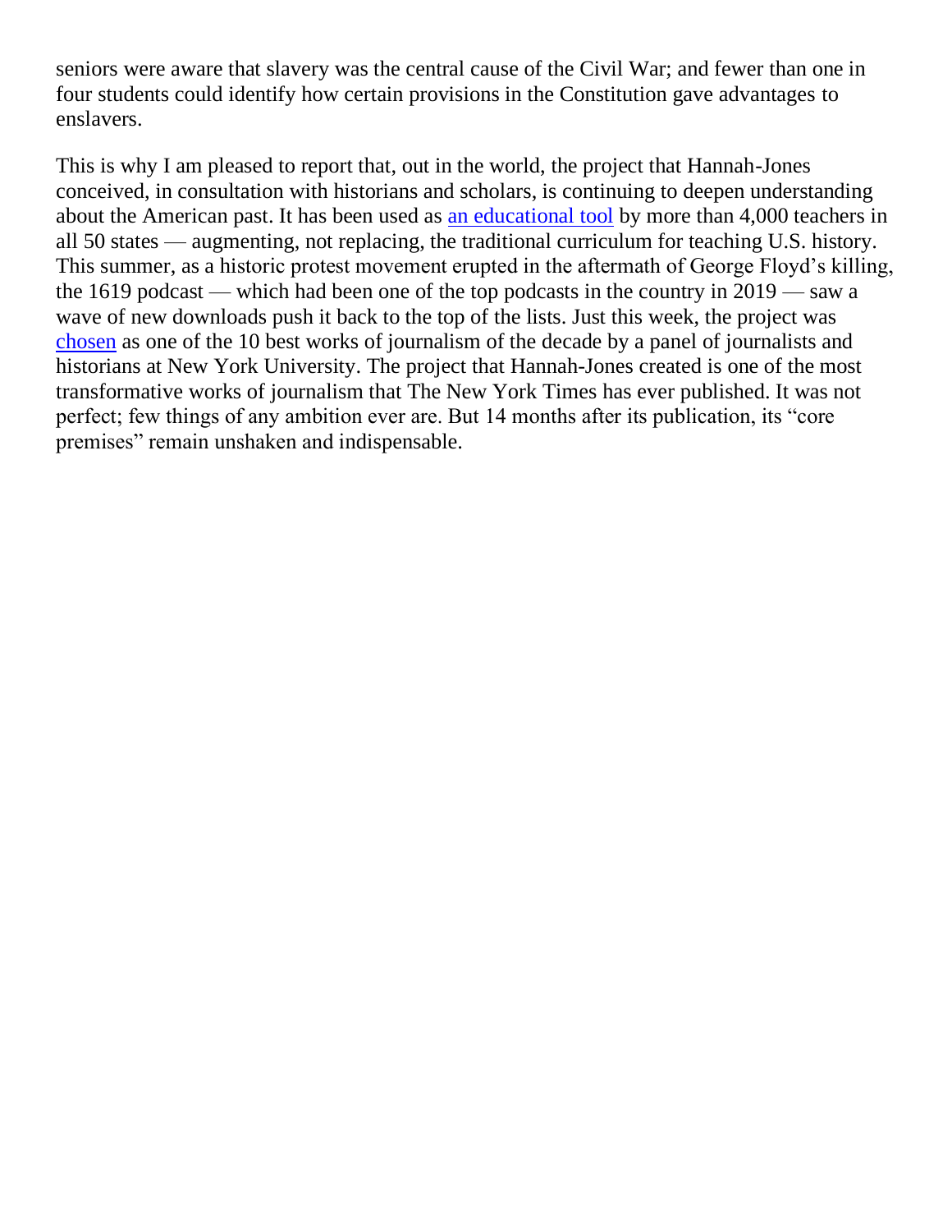seniors were aware that slavery was the central cause of the Civil War; and fewer than one in four students could identify how certain provisions in the Constitution gave advantages to enslavers.

This is why I am pleased to report that, out in the world, the project that Hannah-Jones conceived, in consultation with historians and scholars, is continuing to deepen understanding about the American past. It has been used as an educational tool by more than 4,000 teachers in all 50 states — augmenting, not replacing, the traditional curriculum for teaching U.S. history. This summer, as a historic protest movement erupted in the aftermath of George Floyd's killing, the 1619 podcast — which had been one of the top podcasts in the country in 2019 — saw a wave of new downloads push it back to the top of the lists. Just this week, the project was chosen as one of the 10 best works of journalism of the decade by a panel of journalists and historians at New York University. The project that Hannah-Jones created is one of the most transformative works of journalism that The New York Times has ever published. It was not perfect; few things of any ambition ever are. But 14 months after its publication, its "core premises" remain unshaken and indispensable.